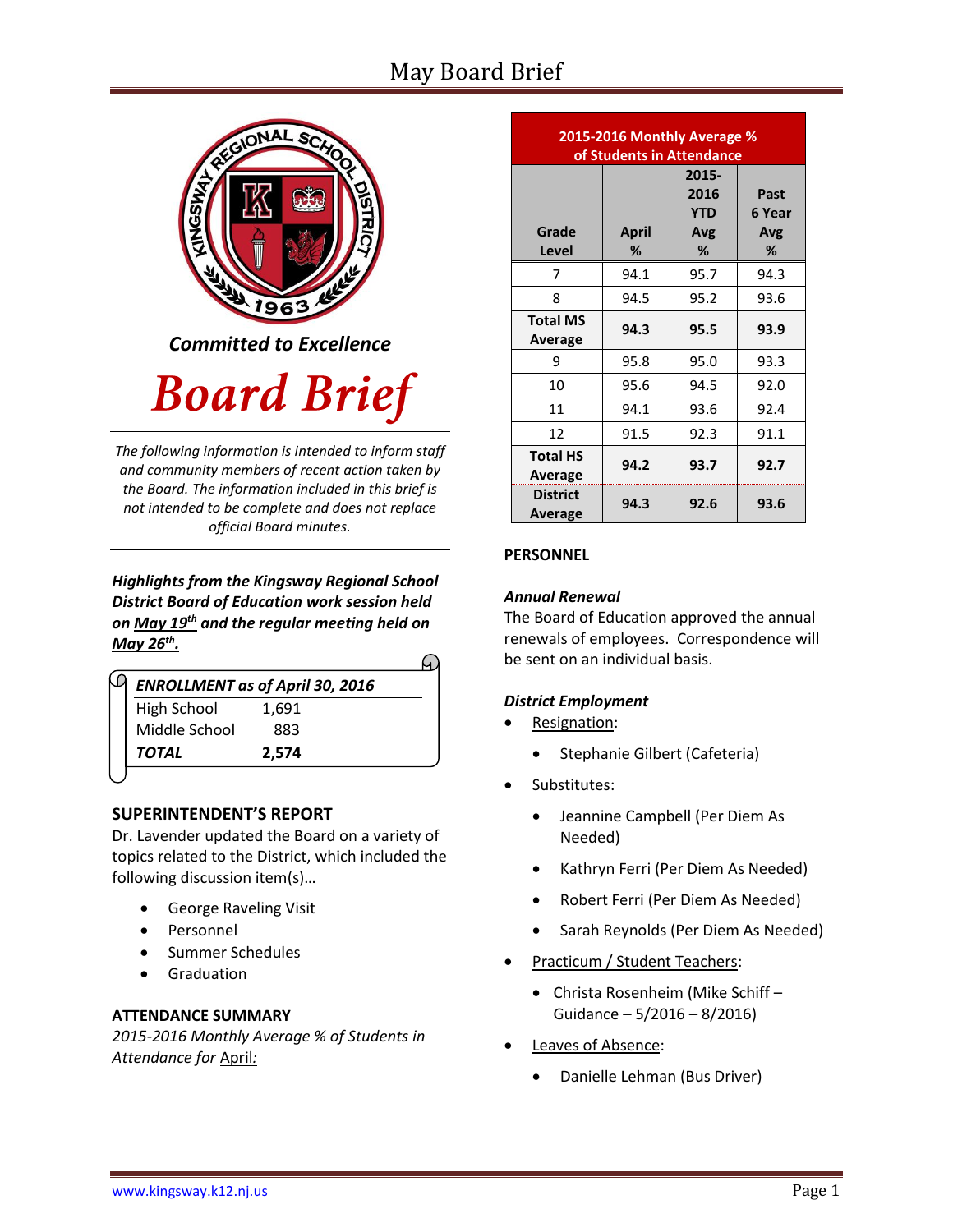# May Board Brief

*Committed to Excellence*

# Board Brief

*The following information is intended to inform staff and community members of recent action taken by the Board. The information included in this brief is not intended to be complete and does not replace official Board minutes.*

***Highlights from the Kingsway Regional School District Board of Education work session held on May 19th and the regular meeting held on May 26th.***

| *ENROLLMENT as of April 30, 2016* | |
|---|---|
| High School | 1,691 |
| Middle School | 883 |
| ***TOTAL*** | **2,574** |

## SUPERINTENDENT'S REPORT

Dr. Lavender updated the Board on a variety of topics related to the District, which included the following discussion item(s)…

- George Raveling Visit
- Personnel
- Summer Schedules
- Graduation

## ATTENDANCE SUMMARY

*2015-2016 Monthly Average % of Students in Attendance for April:*

| **2015-2016 Monthly Average % of Students in Attendance** | | | |
|---|---|---|---|
| **Grade Level** | **April %** | **2015-2016 YTD Avg %** | **Past 6 Year Avg %** |
| 7 | 94.1 | 95.7 | 94.3 |
| 8 | 94.5 | 95.2 | 93.6 |
| **Total MS Average** | **94.3** | **95.5** | **93.9** |
| 9 | 95.8 | 95.0 | 93.3 |
| 10 | 95.6 | 94.5 | 92.0 |
| 11 | 94.1 | 93.6 | 92.4 |
| 12 | 91.5 | 92.3 | 91.1 |
| **Total HS Average** | **94.2** | **93.7** | **92.7** |
| **District Average** | **94.3** | **92.6** | **93.6** |

## PERSONNEL

### *Annual Renewal*

The Board of Education approved the annual renewals of employees. Correspondence will be sent on an individual basis.

### *District Employment*

- Resignation:
  - Stephanie Gilbert (Cafeteria)
- Substitutes:
  - Jeannine Campbell (Per Diem As Needed)
  - Kathryn Ferri (Per Diem As Needed)
  - Robert Ferri (Per Diem As Needed)
  - Sarah Reynolds (Per Diem As Needed)
- Practicum / Student Teachers:
  - Christa Rosenheim (Mike Schiff – Guidance – 5/2016 – 8/2016)
- Leaves of Absence:
  - Danielle Lehman (Bus Driver)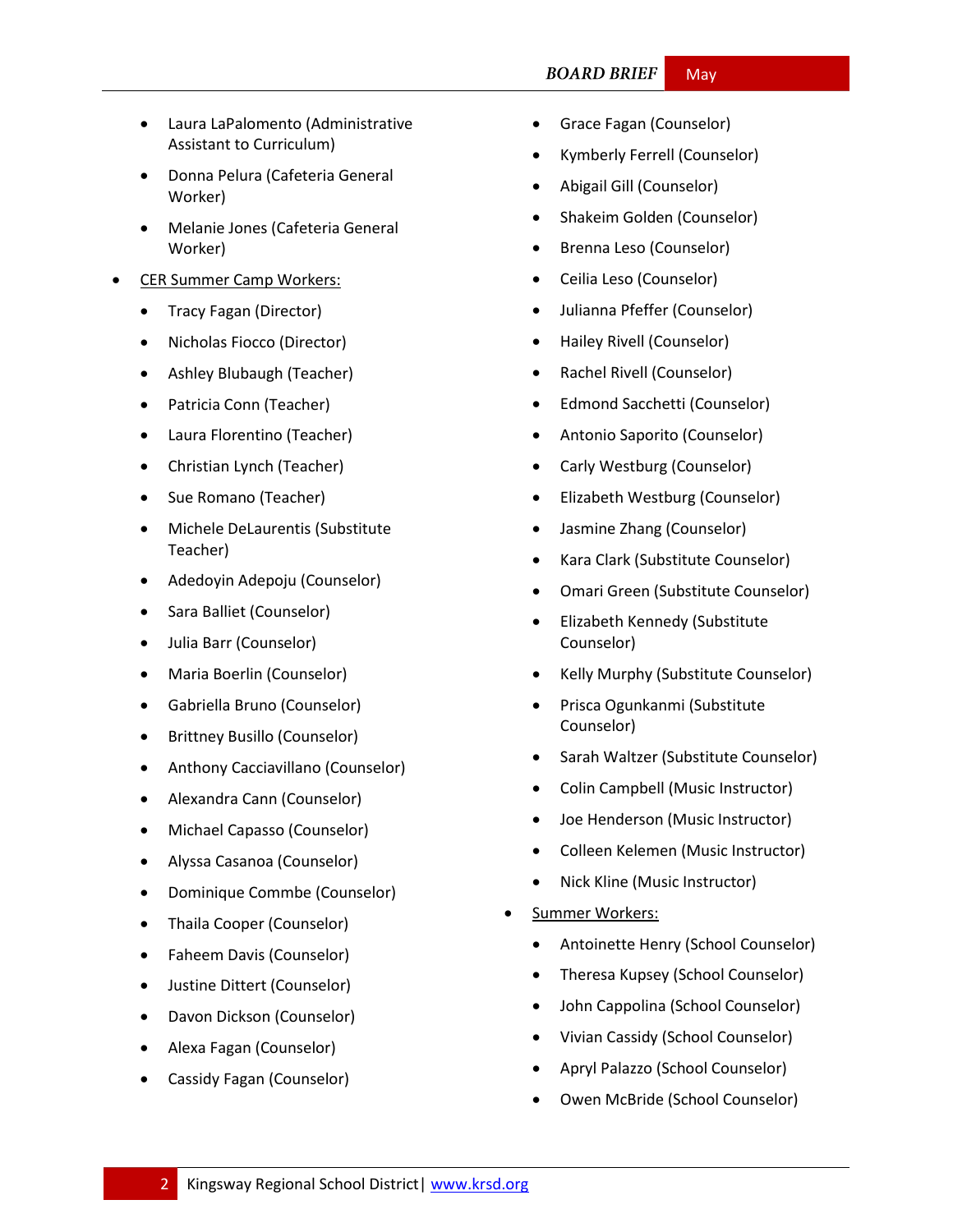- Laura LaPalomento (Administrative Assistant to Curriculum)
  - Donna Pelura (Cafeteria General Worker)
  - Melanie Jones (Cafeteria General Worker)
- CER Summer Camp Workers:
  - Tracy Fagan (Director)
  - Nicholas Fiocco (Director)
  - Ashley Blubaugh (Teacher)
  - Patricia Conn (Teacher)
  - Laura Florentino (Teacher)
  - Christian Lynch (Teacher)
  - Sue Romano (Teacher)
  - Michele DeLaurentis (Substitute Teacher)
  - Adedoyin Adepoju (Counselor)
  - Sara Balliet (Counselor)
  - Julia Barr (Counselor)
  - Maria Boerlin (Counselor)
  - Gabriella Bruno (Counselor)
  - Brittney Busillo (Counselor)
  - Anthony Cacciavillano (Counselor)
  - Alexandra Cann (Counselor)
  - Michael Capasso (Counselor)
  - Alyssa Casanoa (Counselor)
  - Dominique Commbe (Counselor)
  - Thaila Cooper (Counselor)
  - Faheem Davis (Counselor)
  - Justine Dittert (Counselor)
  - Davon Dickson (Counselor)
  - Alexa Fagan (Counselor)
  - Cassidy Fagan (Counselor)
  - Grace Fagan (Counselor)
  - Kymberly Ferrell (Counselor)
  - Abigail Gill (Counselor)
  - Shakeim Golden (Counselor)
  - Brenna Leso (Counselor)
  - Ceilia Leso (Counselor)
  - Julianna Pfeffer (Counselor)
  - Hailey Rivell (Counselor)
  - Rachel Rivell (Counselor)
  - Edmond Sacchetti (Counselor)
  - Antonio Saporito (Counselor)
  - Carly Westburg (Counselor)
  - Elizabeth Westburg (Counselor)
  - Jasmine Zhang (Counselor)
  - Kara Clark (Substitute Counselor)
  - Omari Green (Substitute Counselor)
  - Elizabeth Kennedy (Substitute Counselor)
  - Kelly Murphy (Substitute Counselor)
  - Prisca Ogunkanmi (Substitute Counselor)
  - Sarah Waltzer (Substitute Counselor)
  - Colin Campbell (Music Instructor)
  - Joe Henderson (Music Instructor)
  - Colleen Kelemen (Music Instructor)
  - Nick Kline (Music Instructor)
- Summer Workers:
  - Antoinette Henry (School Counselor)
  - Theresa Kupsey (School Counselor)
  - John Cappolina (School Counselor)
  - Vivian Cassidy (School Counselor)
  - Apryl Palazzo (School Counselor)
  - Owen McBride (School Counselor)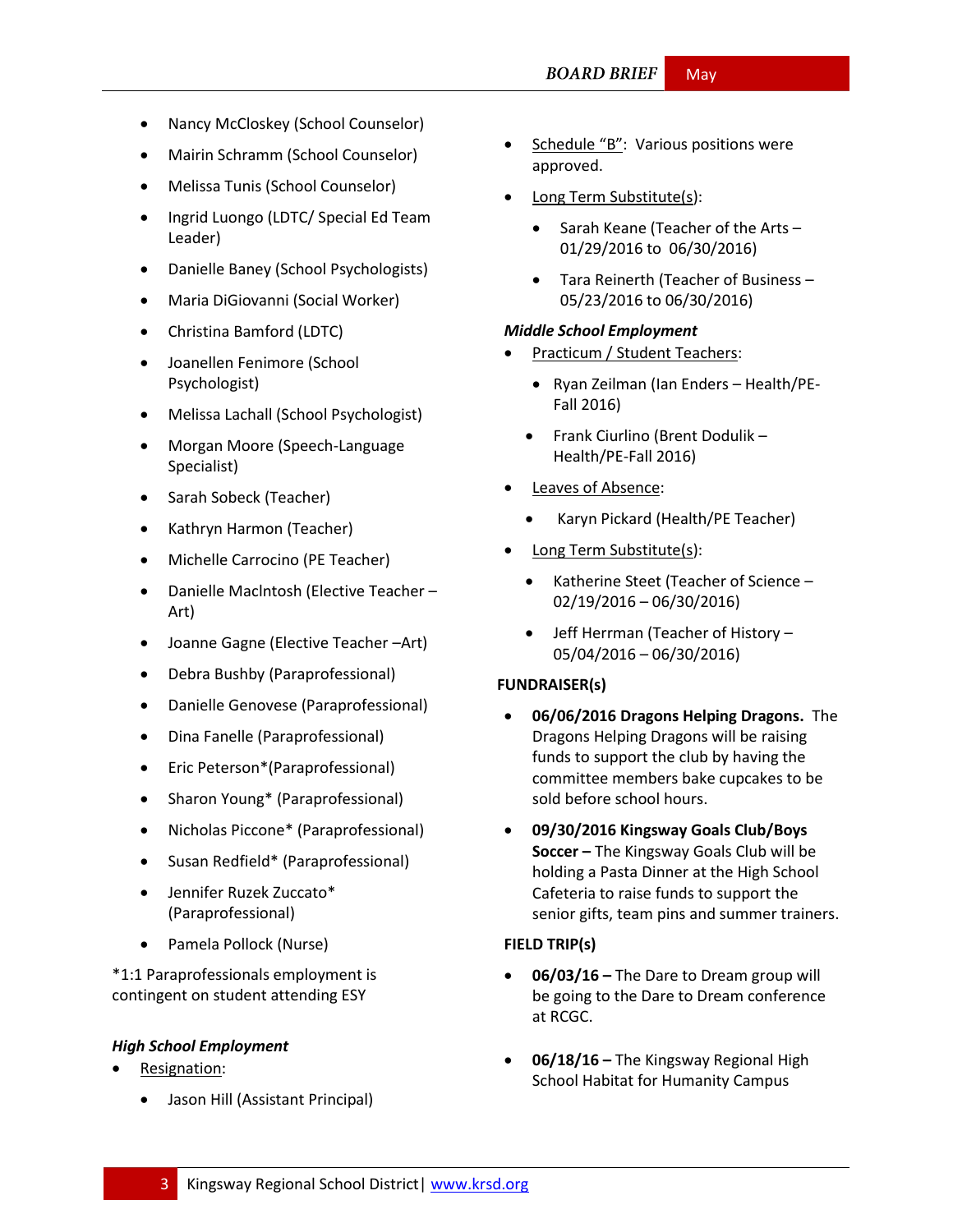- Nancy McCloskey (School Counselor)
- Mairin Schramm (School Counselor)
- Melissa Tunis (School Counselor)
- Ingrid Luongo (LDTC/ Special Ed Team Leader)
- Danielle Baney (School Psychologists)
- Maria DiGiovanni (Social Worker)
- Christina Bamford (LDTC)
- Joanellen Fenimore (School Psychologist)
- Melissa Lachall (School Psychologist)
- Morgan Moore (Speech-Language Specialist)
- Sarah Sobeck (Teacher)
- Kathryn Harmon (Teacher)
- Michelle Carrocino (PE Teacher)
- Danielle MacIntosh (Elective Teacher – Art)
- Joanne Gagne (Elective Teacher –Art)
- Debra Bushby (Paraprofessional)
- Danielle Genovese (Paraprofessional)
- Dina Fanelle (Paraprofessional)
- Eric Peterson*(Paraprofessional)
- Sharon Young* (Paraprofessional)
- Nicholas Piccone* (Paraprofessional)
- Susan Redfield* (Paraprofessional)
- Jennifer Ruzek Zuccato* (Paraprofessional)
- Pamela Pollock (Nurse)

*1:1 Paraprofessionals employment is contingent on student attending ESY

***High School Employment***

- Resignation:
  - Jason Hill (Assistant Principal)
- Schedule "B": Various positions were approved.
- Long Term Substitute(s):
  - Sarah Keane (Teacher of the Arts – 01/29/2016 to 06/30/2016)
  - Tara Reinerth (Teacher of Business – 05/23/2016 to 06/30/2016)

***Middle School Employment***

- Practicum / Student Teachers:
  - Ryan Zeilman (Ian Enders – Health/PE-Fall 2016)
  - Frank Ciurlino (Brent Dodulik – Health/PE-Fall 2016)
- Leaves of Absence:
  - Karyn Pickard (Health/PE Teacher)
- Long Term Substitute(s):
  - Katherine Steet (Teacher of Science – 02/19/2016 – 06/30/2016)
  - Jeff Herrman (Teacher of History – 05/04/2016 – 06/30/2016)

**FUNDRAISER(s)**

- **06/06/2016 Dragons Helping Dragons.** The Dragons Helping Dragons will be raising funds to support the club by having the committee members bake cupcakes to be sold before school hours.
- **09/30/2016 Kingsway Goals Club/Boys Soccer –** The Kingsway Goals Club will be holding a Pasta Dinner at the High School Cafeteria to raise funds to support the senior gifts, team pins and summer trainers.

**FIELD TRIP(s)**

- **06/03/16 –** The Dare to Dream group will be going to the Dare to Dream conference at RCGC.
- **06/18/16 –** The Kingsway Regional High School Habitat for Humanity Campus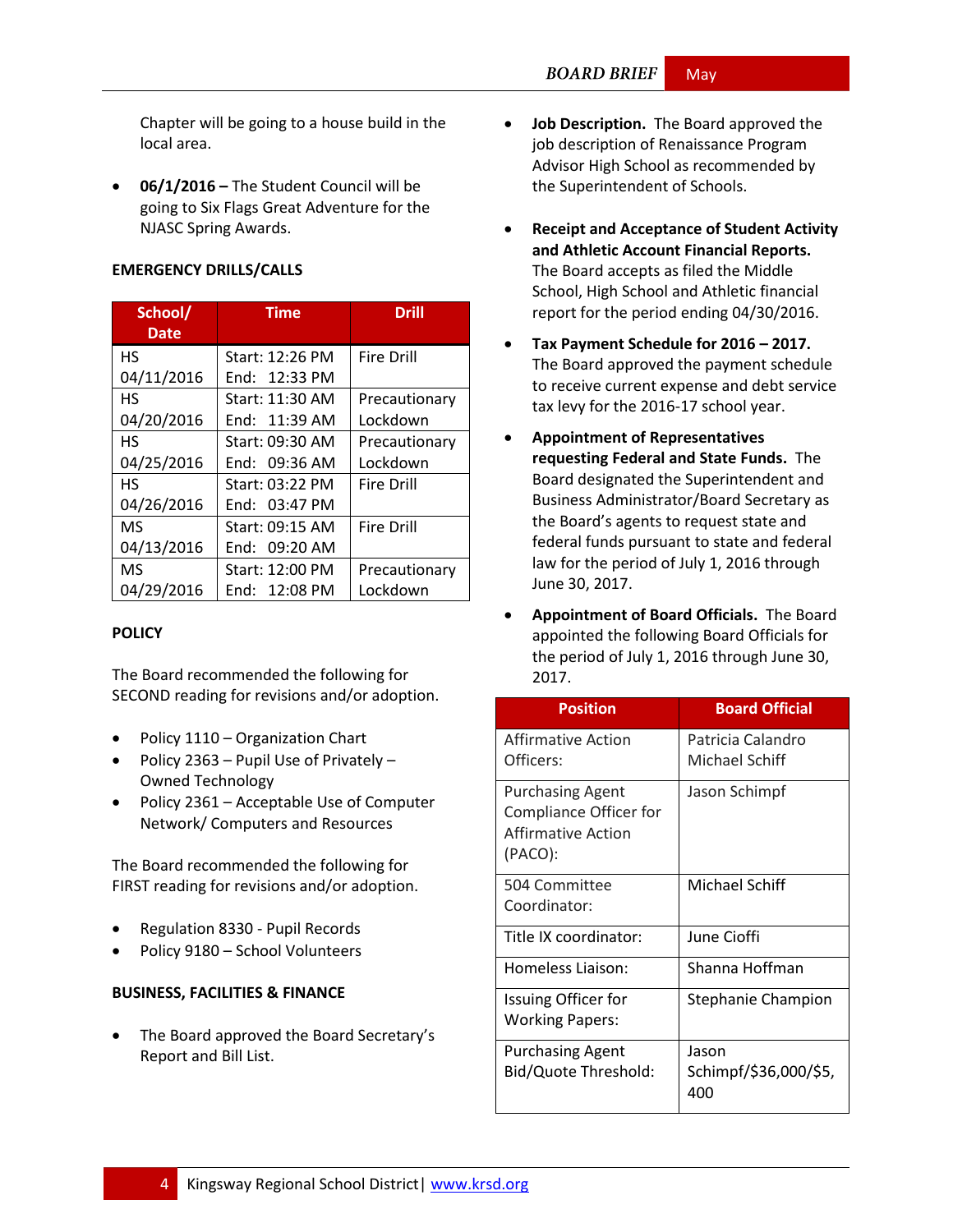Chapter will be going to a house build in the local area.

- **06/1/2016 –** The Student Council will be going to Six Flags Great Adventure for the NJASC Spring Awards.

**EMERGENCY DRILLS/CALLS**

| School/ Date | Time | Drill |
|---|---|---|
| HS 04/11/2016 | Start: 12:26 PM End: 12:33 PM | Fire Drill |
| HS 04/20/2016 | Start: 11:30 AM End: 11:39 AM | Precautionary Lockdown |
| HS 04/25/2016 | Start: 09:30 AM End: 09:36 AM | Precautionary Lockdown |
| HS 04/26/2016 | Start: 03:22 PM End: 03:47 PM | Fire Drill |
| MS 04/13/2016 | Start: 09:15 AM End: 09:20 AM | Fire Drill |
| MS 04/29/2016 | Start: 12:00 PM End: 12:08 PM | Precautionary Lockdown |

**POLICY**

The Board recommended the following for SECOND reading for revisions and/or adoption.

- Policy 1110 – Organization Chart
- Policy 2363 – Pupil Use of Privately – Owned Technology
- Policy 2361 – Acceptable Use of Computer Network/ Computers and Resources

The Board recommended the following for FIRST reading for revisions and/or adoption.

- Regulation 8330 - Pupil Records
- Policy 9180 – School Volunteers

**BUSINESS, FACILITIES & FINANCE**

- The Board approved the Board Secretary's Report and Bill List.
- **Job Description.** The Board approved the job description of Renaissance Program Advisor High School as recommended by the Superintendent of Schools.
- **Receipt and Acceptance of Student Activity and Athletic Account Financial Reports.** The Board accepts as filed the Middle School, High School and Athletic financial report for the period ending 04/30/2016.
- **Tax Payment Schedule for 2016 – 2017.** The Board approved the payment schedule to receive current expense and debt service tax levy for the 2016-17 school year.
- **Appointment of Representatives requesting Federal and State Funds.** The Board designated the Superintendent and Business Administrator/Board Secretary as the Board's agents to request state and federal funds pursuant to state and federal law for the period of July 1, 2016 through June 30, 2017.
- **Appointment of Board Officials.** The Board appointed the following Board Officials for the period of July 1, 2016 through June 30, 2017.

| Position | Board Official |
|---|---|
| Affirmative Action Officers: | Patricia Calandro Michael Schiff |
| Purchasing Agent Compliance Officer for Affirmative Action (PACO): | Jason Schimpf |
| 504 Committee Coordinator: | Michael Schiff |
| Title IX coordinator: | June Cioffi |
| Homeless Liaison: | Shanna Hoffman |
| Issuing Officer for Working Papers: | Stephanie Champion |
| Purchasing Agent Bid/Quote Threshold: | Jason Schimpf/$36,000/$5,400 |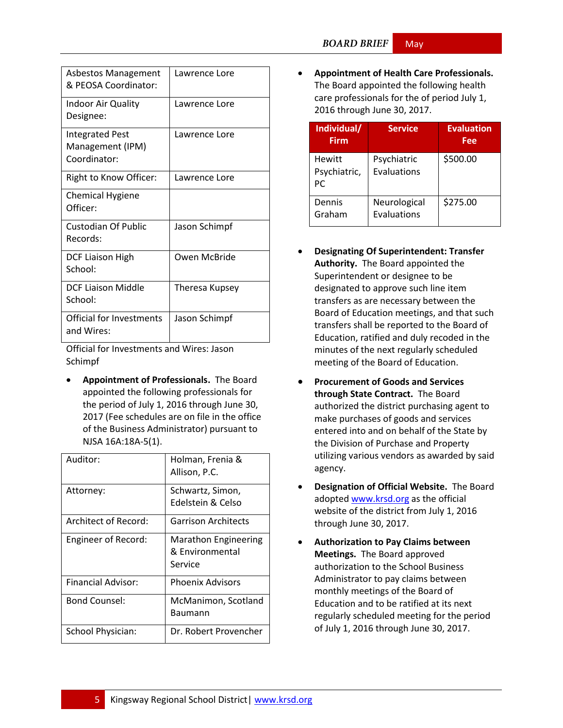| | |
|---|---|
| Asbestos Management & PEOSA Coordinator: | Lawrence Lore |
| Indoor Air Quality Designee: | Lawrence Lore |
| Integrated Pest Management (IPM) Coordinator: | Lawrence Lore |
| Right to Know Officer: | Lawrence Lore |
| Chemical Hygiene Officer: | |
| Custodian Of Public Records: | Jason Schimpf |
| DCF Liaison High School: | Owen McBride |
| DCF Liaison Middle School: | Theresa Kupsey |
| Official for Investments and Wires: | Jason Schimpf |

Official for Investments and Wires: Jason Schimpf

- **Appointment of Professionals.** The Board appointed the following professionals for the period of July 1, 2016 through June 30, 2017 (Fee schedules are on file in the office of the Business Administrator) pursuant to NJSA 16A:18A-5(1).

| | |
|---|---|
| Auditor: | Holman, Frenia & Allison, P.C. |
| Attorney: | Schwartz, Simon, Edelstein & Celso |
| Architect of Record: | Garrison Architects |
| Engineer of Record: | Marathon Engineering & Environmental Service |
| Financial Advisor: | Phoenix Advisors |
| Bond Counsel: | McManimon, Scotland Baumann |
| School Physician: | Dr. Robert Provencher |

- **Appointment of Health Care Professionals.** The Board appointed the following health care professionals for the of period July 1, 2016 through June 30, 2017.

| Individual/ Firm | Service | Evaluation Fee |
|---|---|---|
| Hewitt Psychiatric, PC | Psychiatric Evaluations | $500.00 |
| Dennis Graham | Neurological Evaluations | $275.00 |

- **Designating Of Superintendent: Transfer Authority.** The Board appointed the Superintendent or designee to be designated to approve such line item transfers as are necessary between the Board of Education meetings, and that such transfers shall be reported to the Board of Education, ratified and duly recoded in the minutes of the next regularly scheduled meeting of the Board of Education.

- **Procurement of Goods and Services through State Contract.** The Board authorized the district purchasing agent to make purchases of goods and services entered into and on behalf of the State by the Division of Purchase and Property utilizing various vendors as awarded by said agency.

- **Designation of Official Website.** The Board adopted www.krsd.org as the official website of the district from July 1, 2016 through June 30, 2017.

- **Authorization to Pay Claims between Meetings.** The Board approved authorization to the School Business Administrator to pay claims between monthly meetings of the Board of Education and to be ratified at its next regularly scheduled meeting for the period of July 1, 2016 through June 30, 2017.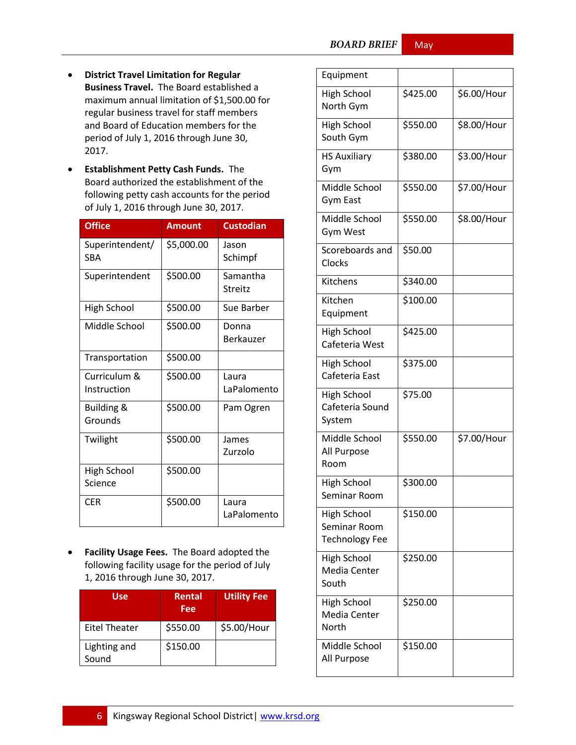- **District Travel Limitation for Regular Business Travel.** The Board established a maximum annual limitation of $1,500.00 for regular business travel for staff members and Board of Education members for the period of July 1, 2016 through June 30, 2017.

- **Establishment Petty Cash Funds.** The Board authorized the establishment of the following petty cash accounts for the period of July 1, 2016 through June 30, 2017.

| Office | Amount | Custodian |
|---|---|---|
| Superintendent/ SBA | $5,000.00 | Jason Schimpf |
| Superintendent | $500.00 | Samantha Streitz |
| High School | $500.00 | Sue Barber |
| Middle School | $500.00 | Donna Berkauzer |
| Transportation | $500.00 | |
| Curriculum & Instruction | $500.00 | Laura LaPalomento |
| Building & Grounds | $500.00 | Pam Ogren |
| Twilight | $500.00 | James Zurzolo |
| High School Science | $500.00 | |
| CER | $500.00 | Laura LaPalomento |

- **Facility Usage Fees.** The Board adopted the following facility usage for the period of July 1, 2016 through June 30, 2017.

| Use | Rental Fee | Utility Fee |
|---|---|---|
| Eitel Theater | $550.00 | $5.00/Hour |
| Lighting and Sound Equipment | $150.00 | |
| High School North Gym | $425.00 | $6.00/Hour |
| High School South Gym | $550.00 | $8.00/Hour |
| HS Auxiliary Gym | $380.00 | $3.00/Hour |
| Middle School Gym East | $550.00 | $7.00/Hour |
| Middle School Gym West | $550.00 | $8.00/Hour |
| Scoreboards and Clocks | $50.00 | |
| Kitchens | $340.00 | |
| Kitchen Equipment | $100.00 | |
| High School Cafeteria West | $425.00 | |
| High School Cafeteria East | $375.00 | |
| High School Cafeteria Sound System | $75.00 | |
| Middle School All Purpose Room | $550.00 | $7.00/Hour |
| High School Seminar Room | $300.00 | |
| High School Seminar Room Technology Fee | $150.00 | |
| High School Media Center South | $250.00 | |
| High School Media Center North | $250.00 | |
| Middle School All Purpose | $150.00 | |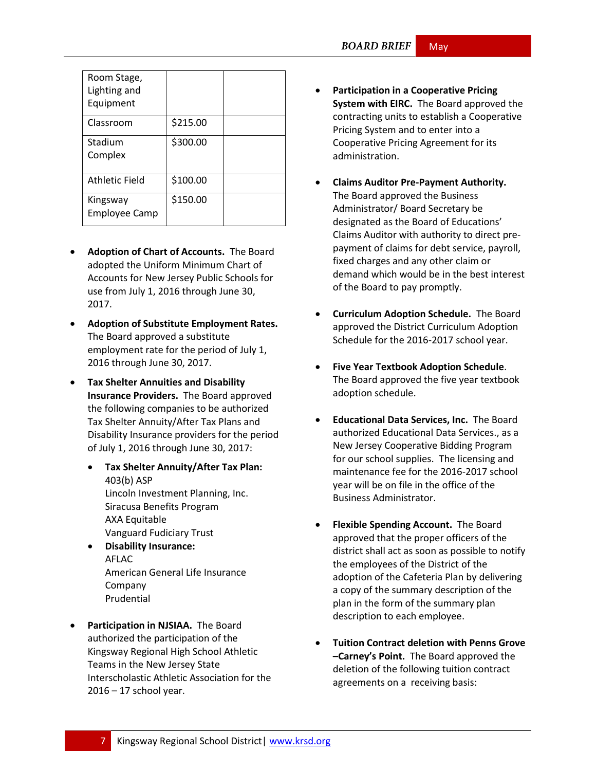| Room Stage, Lighting and Equipment | | |
|---|---|---|
| Classroom | $215.00 | |
| Stadium Complex | $300.00 | |
| Athletic Field | $100.00 | |
| Kingsway Employee Camp | $150.00 | |

- **Adoption of Chart of Accounts.** The Board adopted the Uniform Minimum Chart of Accounts for New Jersey Public Schools for use from July 1, 2016 through June 30, 2017.

- **Adoption of Substitute Employment Rates.** The Board approved a substitute employment rate for the period of July 1, 2016 through June 30, 2017.

- **Tax Shelter Annuities and Disability Insurance Providers.** The Board approved the following companies to be authorized Tax Shelter Annuity/After Tax Plans and Disability Insurance providers for the period of July 1, 2016 through June 30, 2017:
  - **Tax Shelter Annuity/After Tax Plan:**
    403(b) ASP
    Lincoln Investment Planning, Inc.
    Siracusa Benefits Program
    AXA Equitable
    Vanguard Fudiciary Trust
  - **Disability Insurance:**
    AFLAC
    American General Life Insurance Company
    Prudential

- **Participation in NJSIAA.** The Board authorized the participation of the Kingsway Regional High School Athletic Teams in the New Jersey State Interscholastic Athletic Association for the 2016 – 17 school year.

- **Participation in a Cooperative Pricing System with EIRC.** The Board approved the contracting units to establish a Cooperative Pricing System and to enter into a Cooperative Pricing Agreement for its administration.

- **Claims Auditor Pre-Payment Authority.** The Board approved the Business Administrator/ Board Secretary be designated as the Board of Educations' Claims Auditor with authority to direct pre-payment of claims for debt service, payroll, fixed charges and any other claim or demand which would be in the best interest of the Board to pay promptly.

- **Curriculum Adoption Schedule.** The Board approved the District Curriculum Adoption Schedule for the 2016-2017 school year.

- **Five Year Textbook Adoption Schedule**. The Board approved the five year textbook adoption schedule.

- **Educational Data Services, Inc.** The Board authorized Educational Data Services., as a New Jersey Cooperative Bidding Program for our school supplies. The licensing and maintenance fee for the 2016-2017 school year will be on file in the office of the Business Administrator.

- **Flexible Spending Account.** The Board approved that the proper officers of the district shall act as soon as possible to notify the employees of the District of the adoption of the Cafeteria Plan by delivering a copy of the summary description of the plan in the form of the summary plan description to each employee.

- **Tuition Contract deletion with Penns Grove –Carney's Point.** The Board approved the deletion of the following tuition contract agreements on a receiving basis: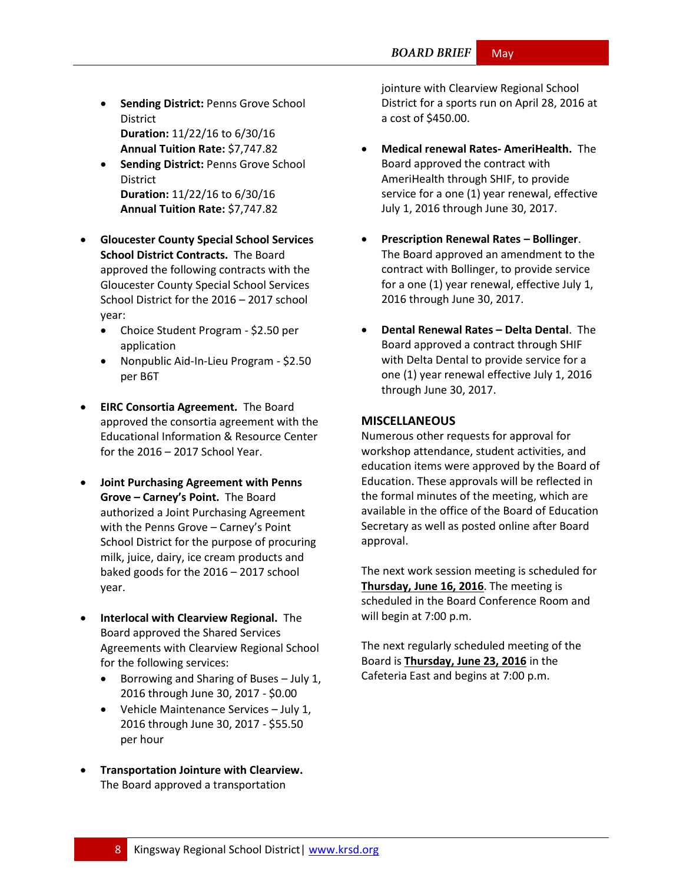- **Sending District:** Penns Grove School District
  **Duration:** 11/22/16 to 6/30/16
  **Annual Tuition Rate:** $7,747.82
- **Sending District:** Penns Grove School District
  **Duration:** 11/22/16 to 6/30/16
  **Annual Tuition Rate:** $7,747.82

- **Gloucester County Special School Services School District Contracts.** The Board approved the following contracts with the Gloucester County Special School Services School District for the 2016 – 2017 school year:
  - Choice Student Program - $2.50 per application
  - Nonpublic Aid-In-Lieu Program - $2.50 per B6T

- **EIRC Consortia Agreement.** The Board approved the consortia agreement with the Educational Information & Resource Center for the 2016 – 2017 School Year.

- **Joint Purchasing Agreement with Penns Grove – Carney's Point.** The Board authorized a Joint Purchasing Agreement with the Penns Grove – Carney's Point School District for the purpose of procuring milk, juice, dairy, ice cream products and baked goods for the 2016 – 2017 school year.

- **Interlocal with Clearview Regional.** The Board approved the Shared Services Agreements with Clearview Regional School for the following services:
  - Borrowing and Sharing of Buses – July 1, 2016 through June 30, 2017 - $0.00
  - Vehicle Maintenance Services – July 1, 2016 through June 30, 2017 - $55.50 per hour

- **Transportation Jointure with Clearview.** The Board approved a transportation jointure with Clearview Regional School District for a sports run on April 28, 2016 at a cost of $450.00.

- **Medical renewal Rates- AmeriHealth.** The Board approved the contract with AmeriHealth through SHIF, to provide service for a one (1) year renewal, effective July 1, 2016 through June 30, 2017.

- **Prescription Renewal Rates – Bollinger**. The Board approved an amendment to the contract with Bollinger, to provide service for a one (1) year renewal, effective July 1, 2016 through June 30, 2017.

- **Dental Renewal Rates – Delta Dental**. The Board approved a contract through SHIF with Delta Dental to provide service for a one (1) year renewal effective July 1, 2016 through June 30, 2017.

## MISCELLANEOUS

Numerous other requests for approval for workshop attendance, student activities, and education items were approved by the Board of Education. These approvals will be reflected in the formal minutes of the meeting, which are available in the office of the Board of Education Secretary as well as posted online after Board approval.

The next work session meeting is scheduled for **Thursday, June 16, 2016**. The meeting is scheduled in the Board Conference Room and will begin at 7:00 p.m.

The next regularly scheduled meeting of the Board is **Thursday, June 23, 2016** in the Cafeteria East and begins at 7:00 p.m.